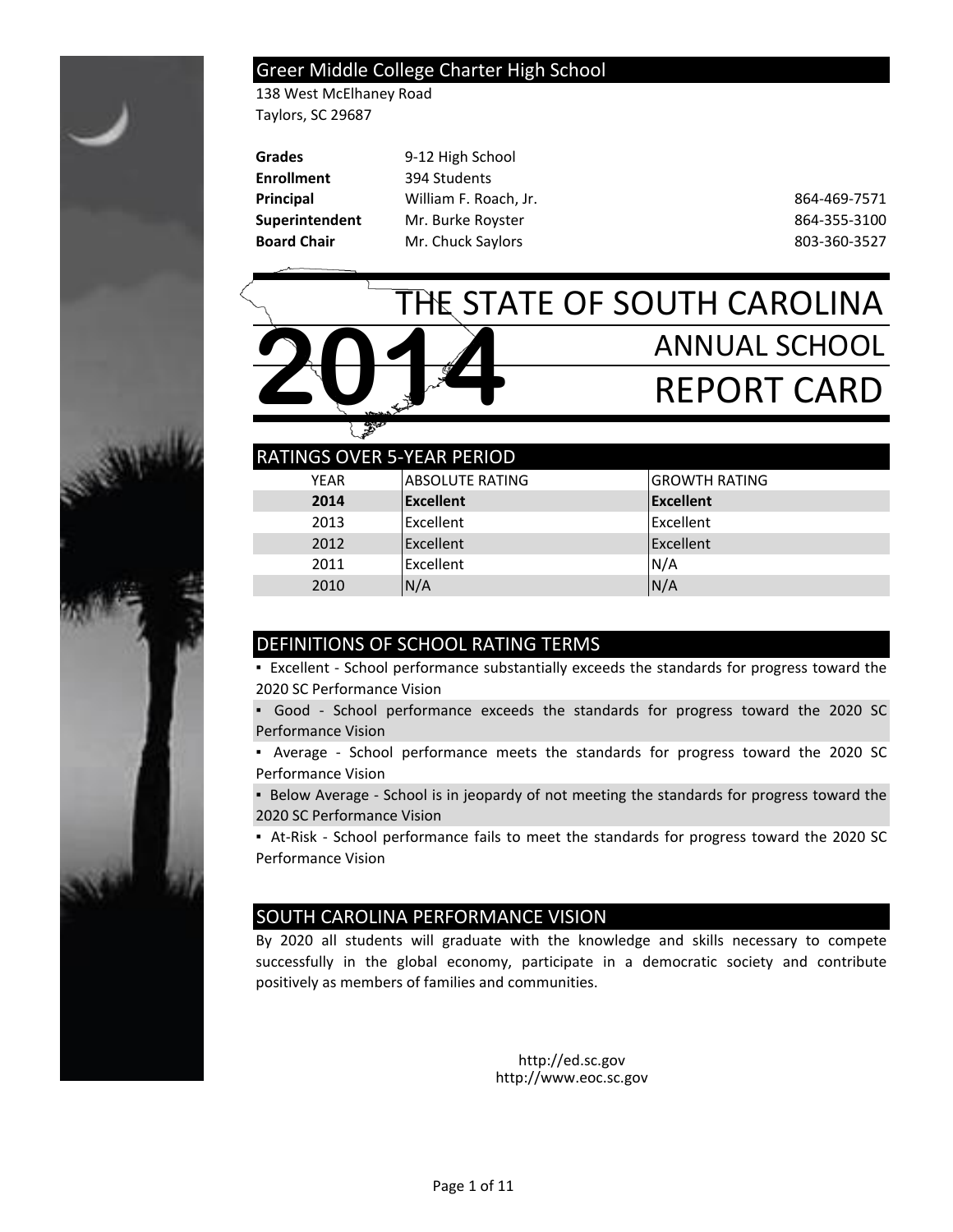## Greer Middle College Charter High School

138 West McElhaney Road
Taylors, SC 29687

| | | |
|---|---|---|
| **Grades** | 9-12 High School | |
| **Enrollment** | 394 Students | |
| **Principal** | William F. Roach, Jr. | 864-469-7571 |
| **Superintendent** | Mr. Burke Royster | 864-355-3100 |
| **Board Chair** | Mr. Chuck Saylors | 803-360-3527 |

# THE STATE OF SOUTH CAROLINA 2014 ANNUAL SCHOOL REPORT CARD

## RATINGS OVER 5-YEAR PERIOD

| YEAR | ABSOLUTE RATING | GROWTH RATING |
|---|---|---|
| **2014** | **Excellent** | **Excellent** |
| 2013 | Excellent | Excellent |
| 2012 | Excellent | Excellent |
| 2011 | Excellent | N/A |
| 2010 | N/A | N/A |

## DEFINITIONS OF SCHOOL RATING TERMS

- Excellent - School performance substantially exceeds the standards for progress toward the 2020 SC Performance Vision
- Good - School performance exceeds the standards for progress toward the 2020 SC Performance Vision
- Average - School performance meets the standards for progress toward the 2020 SC Performance Vision
- Below Average - School is in jeopardy of not meeting the standards for progress toward the 2020 SC Performance Vision
- At-Risk - School performance fails to meet the standards for progress toward the 2020 SC Performance Vision

## SOUTH CAROLINA PERFORMANCE VISION

By 2020 all students will graduate with the knowledge and skills necessary to compete successfully in the global economy, participate in a democratic society and contribute positively as members of families and communities.

http://ed.sc.gov
http://www.eoc.sc.gov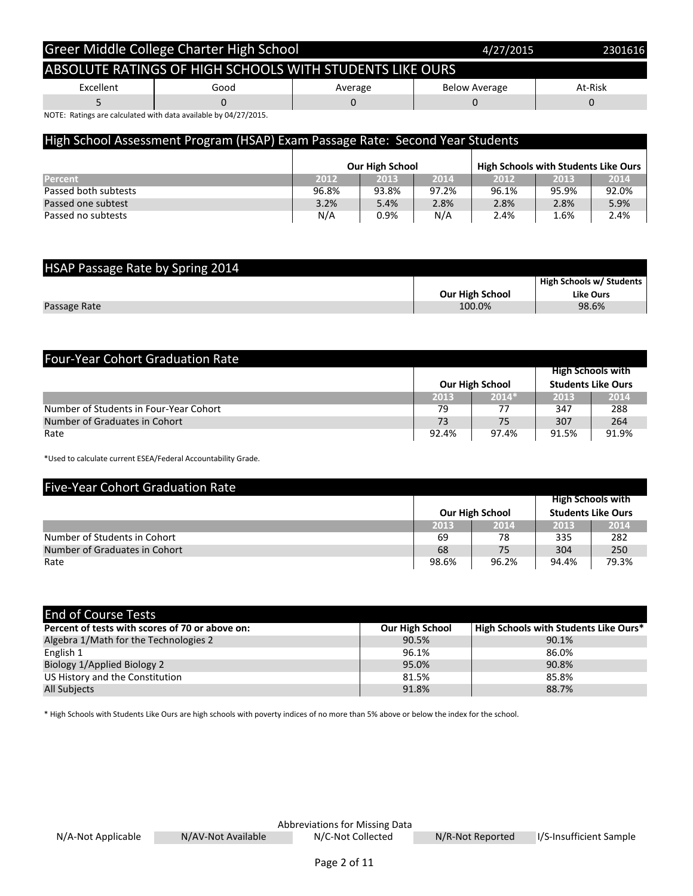# Greer Middle College Charter High School

4/27/2015 2301616

## ABSOLUTE RATINGS OF HIGH SCHOOLS WITH STUDENTS LIKE OURS

| Excellent | Good | Average | Below Average | At-Risk |
|---|---|---|---|---|
| 5 | 0 | 0 | 0 | 0 |

NOTE: Ratings are calculated with data available by 04/27/2015.

## High School Assessment Program (HSAP) Exam Passage Rate: Second Year Students

| | Our High School | | | High Schools with Students Like Ours | | |
|---|---|---|---|---|---|---|
| Percent | 2012 | 2013 | 2014 | 2012 | 2013 | 2014 |
| Passed both subtests | 96.8% | 93.8% | 97.2% | 96.1% | 95.9% | 92.0% |
| Passed one subtest | 3.2% | 5.4% | 2.8% | 2.8% | 2.8% | 5.9% |
| Passed no subtests | N/A | 0.9% | N/A | 2.4% | 1.6% | 2.4% |

## HSAP Passage Rate by Spring 2014

| | Our High School | High Schools w/ Students Like Ours |
|---|---|---|
| Passage Rate | 100.0% | 98.6% |

## Four-Year Cohort Graduation Rate

| | Our High School | | High Schools with Students Like Ours | |
|---|---|---|---|---|
| | 2013 | 2014* | 2013 | 2014 |
| Number of Students in Four-Year Cohort | 79 | 77 | 347 | 288 |
| Number of Graduates in Cohort | 73 | 75 | 307 | 264 |
| Rate | 92.4% | 97.4% | 91.5% | 91.9% |

*Used to calculate current ESEA/Federal Accountability Grade.

## Five-Year Cohort Graduation Rate

| | Our High School | | High Schools with Students Like Ours | |
|---|---|---|---|---|
| | 2013 | 2014 | 2013 | 2014 |
| Number of Students in Cohort | 69 | 78 | 335 | 282 |
| Number of Graduates in Cohort | 68 | 75 | 304 | 250 |
| Rate | 98.6% | 96.2% | 94.4% | 79.3% |

## End of Course Tests

| Percent of tests with scores of 70 or above on: | Our High School | High Schools with Students Like Ours* |
|---|---|---|
| Algebra 1/Math for the Technologies 2 | 90.5% | 90.1% |
| English 1 | 96.1% | 86.0% |
| Biology 1/Applied Biology 2 | 95.0% | 90.8% |
| US History and the Constitution | 81.5% | 85.8% |
| All Subjects | 91.8% | 88.7% |

* High Schools with Students Like Ours are high schools with poverty indices of no more than 5% above or below the index for the school.

Abbreviations for Missing Data

| N/A-Not Applicable | N/AV-Not Available | N/C-Not Collected | N/R-Not Reported | I/S-Insufficient Sample |
|---|---|---|---|---|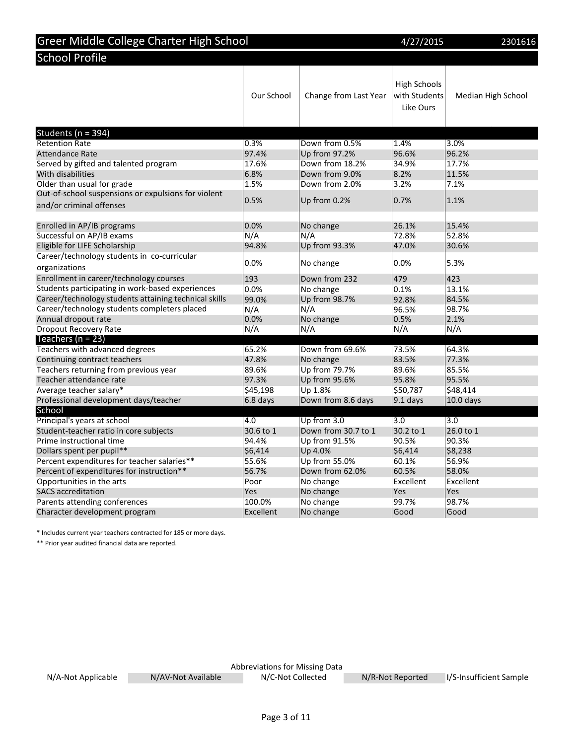# Greer Middle College Charter High School

4/27/2015 2301616

## School Profile

| | Our School | Change from Last Year | High Schools with Students Like Ours | Median High School |
|---|---|---|---|---|
| **Students (n = 394)** | | | | |
| Retention Rate | 0.3% | Down from 0.5% | 1.4% | 3.0% |
| Attendance Rate | 97.4% | Up from 97.2% | 96.6% | 96.2% |
| Served by gifted and talented program | 17.6% | Down from 18.2% | 34.9% | 17.7% |
| With disabilities | 6.8% | Down from 9.0% | 8.2% | 11.5% |
| Older than usual for grade | 1.5% | Down from 2.0% | 3.2% | 7.1% |
| Out-of-school suspensions or expulsions for violent and/or criminal offenses | 0.5% | Up from 0.2% | 0.7% | 1.1% |
| Enrolled in AP/IB programs | 0.0% | No change | 26.1% | 15.4% |
| Successful on AP/IB exams | N/A | N/A | 72.8% | 52.8% |
| Eligible for LIFE Scholarship | 94.8% | Up from 93.3% | 47.0% | 30.6% |
| Career/technology students in co-curricular organizations | 0.0% | No change | 0.0% | 5.3% |
| Enrollment in career/technology courses | 193 | Down from 232 | 479 | 423 |
| Students participating in work-based experiences | 0.0% | No change | 0.1% | 13.1% |
| Career/technology students attaining technical skills | 99.0% | Up from 98.7% | 92.8% | 84.5% |
| Career/technology students completers placed | N/A | N/A | 96.5% | 98.7% |
| Annual dropout rate | 0.0% | No change | 0.5% | 2.1% |
| Dropout Recovery Rate | N/A | N/A | N/A | N/A |
| **Teachers (n = 23)** | | | | |
| Teachers with advanced degrees | 65.2% | Down from 69.6% | 73.5% | 64.3% |
| Continuing contract teachers | 47.8% | No change | 83.5% | 77.3% |
| Teachers returning from previous year | 89.6% | Up from 79.7% | 89.6% | 85.5% |
| Teacher attendance rate | 97.3% | Up from 95.6% | 95.8% | 95.5% |
| Average teacher salary* | $45,198 | Up 1.8% | $50,787 | $48,414 |
| Professional development days/teacher | 6.8 days | Down from 8.6 days | 9.1 days | 10.0 days |
| **School** | | | | |
| Principal's years at school | 4.0 | Up from 3.0 | 3.0 | 3.0 |
| Student-teacher ratio in core subjects | 30.6 to 1 | Down from 30.7 to 1 | 30.2 to 1 | 26.0 to 1 |
| Prime instructional time | 94.4% | Up from 91.5% | 90.5% | 90.3% |
| Dollars spent per pupil** | $6,414 | Up 4.0% | $6,414 | $8,238 |
| Percent expenditures for teacher salaries** | 55.6% | Up from 55.0% | 60.1% | 56.9% |
| Percent of expenditures for instruction** | 56.7% | Down from 62.0% | 60.5% | 58.0% |
| Opportunities in the arts | Poor | No change | Excellent | Excellent |
| SACS accreditation | Yes | No change | Yes | Yes |
| Parents attending conferences | 100.0% | No change | 99.7% | 98.7% |
| Character development program | Excellent | No change | Good | Good |

* Includes current year teachers contracted for 185 or more days.

** Prior year audited financial data are reported.

Abbreviations for Missing Data

N/A-Not Applicable | N/AV-Not Available | N/C-Not Collected | N/R-Not Reported | I/S-Insufficient Sample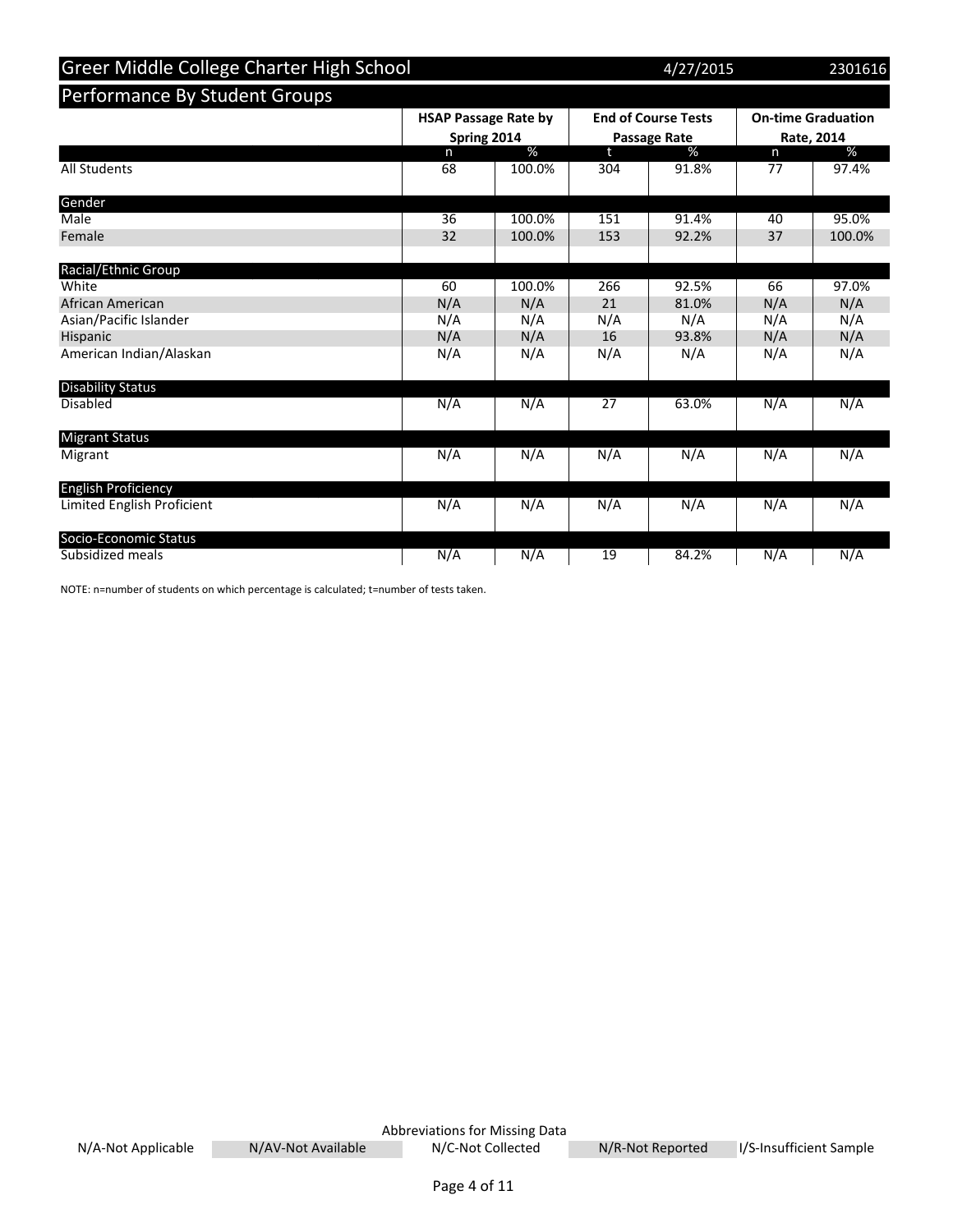# Greer Middle College Charter High School

4/27/2015 2301616

## Performance By Student Groups

| | HSAP Passage Rate by Spring 2014 | | End of Course Tests Passage Rate | | On-time Graduation Rate, 2014 | |
|---|---|---|---|---|---|---|
| | n | % | t | % | n | % |
| All Students | 68 | 100.0% | 304 | 91.8% | 77 | 97.4% |
| **Gender** | | | | | | |
| Male | 36 | 100.0% | 151 | 91.4% | 40 | 95.0% |
| Female | 32 | 100.0% | 153 | 92.2% | 37 | 100.0% |
| **Racial/Ethnic Group** | | | | | | |
| White | 60 | 100.0% | 266 | 92.5% | 66 | 97.0% |
| African American | N/A | N/A | 21 | 81.0% | N/A | N/A |
| Asian/Pacific Islander | N/A | N/A | N/A | N/A | N/A | N/A |
| Hispanic | N/A | N/A | 16 | 93.8% | N/A | N/A |
| American Indian/Alaskan | N/A | N/A | N/A | N/A | N/A | N/A |
| **Disability Status** | | | | | | |
| Disabled | N/A | N/A | 27 | 63.0% | N/A | N/A |
| **Migrant Status** | | | | | | |
| Migrant | N/A | N/A | N/A | N/A | N/A | N/A |
| **English Proficiency** | | | | | | |
| Limited English Proficient | N/A | N/A | N/A | N/A | N/A | N/A |
| **Socio-Economic Status** | | | | | | |
| Subsidized meals | N/A | N/A | 19 | 84.2% | N/A | N/A |

NOTE: n=number of students on which percentage is calculated; t=number of tests taken.

Abbreviations for Missing Data

N/A-Not Applicable | N/AV-Not Available | N/C-Not Collected | N/R-Not Reported | I/S-Insufficient Sample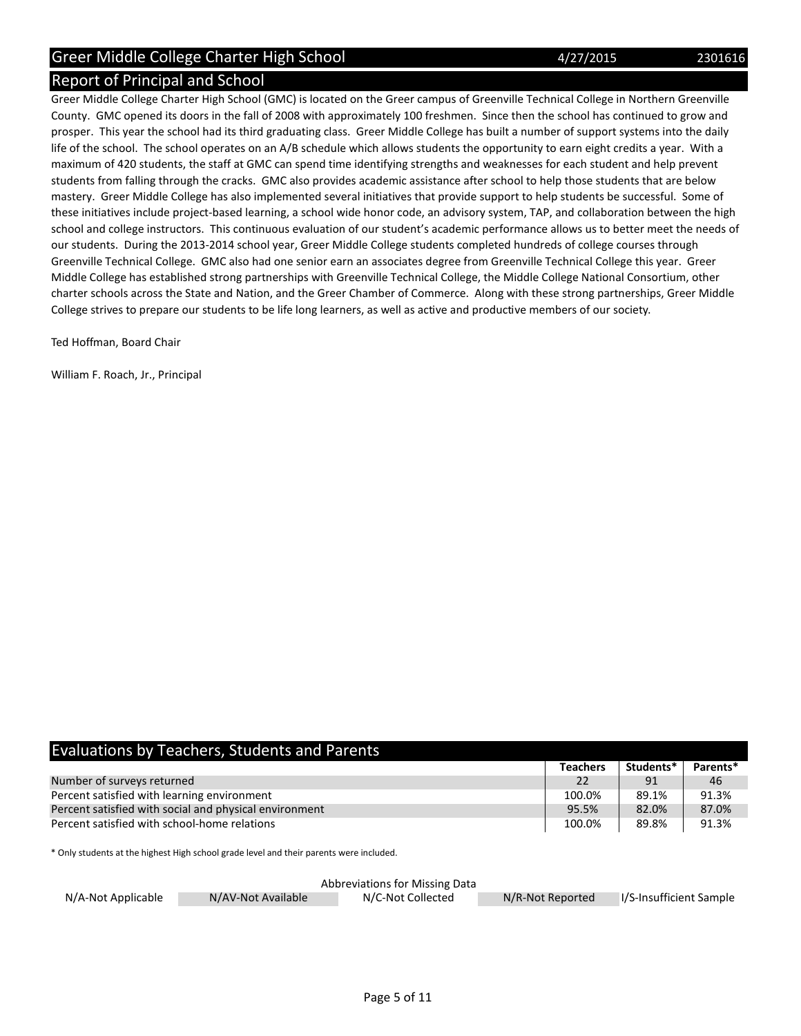# Greer Middle College Charter High School

4/27/2015 2301616

## Report of Principal and School

Greer Middle College Charter High School (GMC) is located on the Greer campus of Greenville Technical College in Northern Greenville County. GMC opened its doors in the fall of 2008 with approximately 100 freshmen. Since then the school has continued to grow and prosper. This year the school had its third graduating class. Greer Middle College has built a number of support systems into the daily life of the school. The school operates on an A/B schedule which allows students the opportunity to earn eight credits a year. With a maximum of 420 students, the staff at GMC can spend time identifying strengths and weaknesses for each student and help prevent students from falling through the cracks. GMC also provides academic assistance after school to help those students that are below mastery. Greer Middle College has also implemented several initiatives that provide support to help students be successful. Some of these initiatives include project-based learning, a school wide honor code, an advisory system, TAP, and collaboration between the high school and college instructors. This continuous evaluation of our student's academic performance allows us to better meet the needs of our students. During the 2013-2014 school year, Greer Middle College students completed hundreds of college courses through Greenville Technical College. GMC also had one senior earn an associates degree from Greenville Technical College this year. Greer Middle College has established strong partnerships with Greenville Technical College, the Middle College National Consortium, other charter schools across the State and Nation, and the Greer Chamber of Commerce. Along with these strong partnerships, Greer Middle College strives to prepare our students to be life long learners, as well as active and productive members of our society.

Ted Hoffman, Board Chair

William F. Roach, Jr., Principal

## Evaluations by Teachers, Students and Parents

| | Teachers | Students* | Parents* |
|---|---|---|---|
| Number of surveys returned | 22 | 91 | 46 |
| Percent satisfied with learning environment | 100.0% | 89.1% | 91.3% |
| Percent satisfied with social and physical environment | 95.5% | 82.0% | 87.0% |
| Percent satisfied with school-home relations | 100.0% | 89.8% | 91.3% |

* Only students at the highest High school grade level and their parents were included.

Abbreviations for Missing Data

N/A-Not Applicable | N/AV-Not Available | N/C-Not Collected | N/R-Not Reported | I/S-Insufficient Sample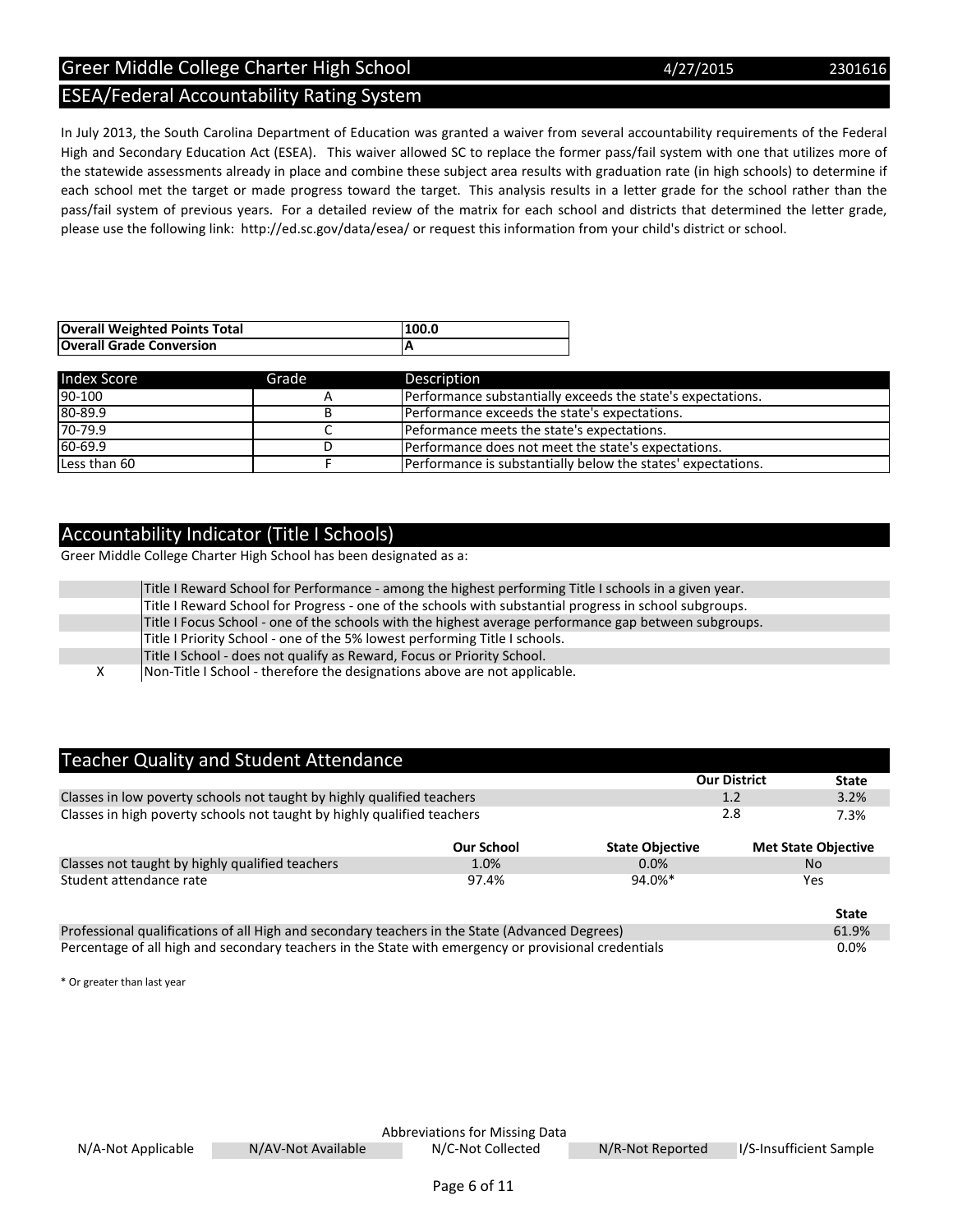## ESEA/Federal Accountability Rating System

In July 2013, the South Carolina Department of Education was granted a waiver from several accountability requirements of the Federal High and Secondary Education Act (ESEA). This waiver allowed SC to replace the former pass/fail system with one that utilizes more of the statewide assessments already in place and combine these subject area results with graduation rate (in high schools) to determine if each school met the target or made progress toward the target. This analysis results in a letter grade for the school rather than the pass/fail system of previous years. For a detailed review of the matrix for each school and districts that determined the letter grade, please use the following link: http://ed.sc.gov/data/esea/ or request this information from your child's district or school.

| | |
|---|---|
| **Overall Weighted Points Total** | **100.0** |
| **Overall Grade Conversion** | **A** |

| Index Score | Grade | Description |
|---|---|---|
| 90-100 | A | Performance substantially exceeds the state's expectations. |
| 80-89.9 | B | Performance exceeds the state's expectations. |
| 70-79.9 | C | Peformance meets the state's expectations. |
| 60-69.9 | D | Performance does not meet the state's expectations. |
| Less than 60 | F | Performance is substantially below the states' expectations. |

## Accountability Indicator (Title I Schools)

Greer Middle College Charter High School has been designated as a:

| | |
|---|---|
| | Title I Reward School for Performance - among the highest performing Title I schools in a given year. |
| | Title I Reward School for Progress - one of the schools with substantial progress in school subgroups. |
| | Title I Focus School - one of the schools with the highest average performance gap between subgroups. |
| | Title I Priority School - one of the 5% lowest performing Title I schools. |
| | Title I School - does not qualify as Reward, Focus or Priority School. |
| X | Non-Title I School - therefore the designations above are not applicable. |

## Teacher Quality and Student Attendance

| | Our District | State |
|---|---|---|
| Classes in low poverty schools not taught by highly qualified teachers | 1.2 | 3.2% |
| Classes in high poverty schools not taught by highly qualified teachers | 2.8 | 7.3% |

| | Our School | State Objective | Met State Objective |
|---|---|---|---|
| Classes not taught by highly qualified teachers | 1.0% | 0.0% | No |
| Student attendance rate | 97.4% | 94.0%* | Yes |

| | State |
|---|---|
| Professional qualifications of all High and secondary teachers in the State (Advanced Degrees) | 61.9% |
| Percentage of all high and secondary teachers in the State with emergency or provisional credentials | 0.0% |

\* Or greater than last year

Abbreviations for Missing Data

| N/A-Not Applicable | N/AV-Not Available | N/C-Not Collected | N/R-Not Reported | I/S-Insufficient Sample |
|---|---|---|---|---|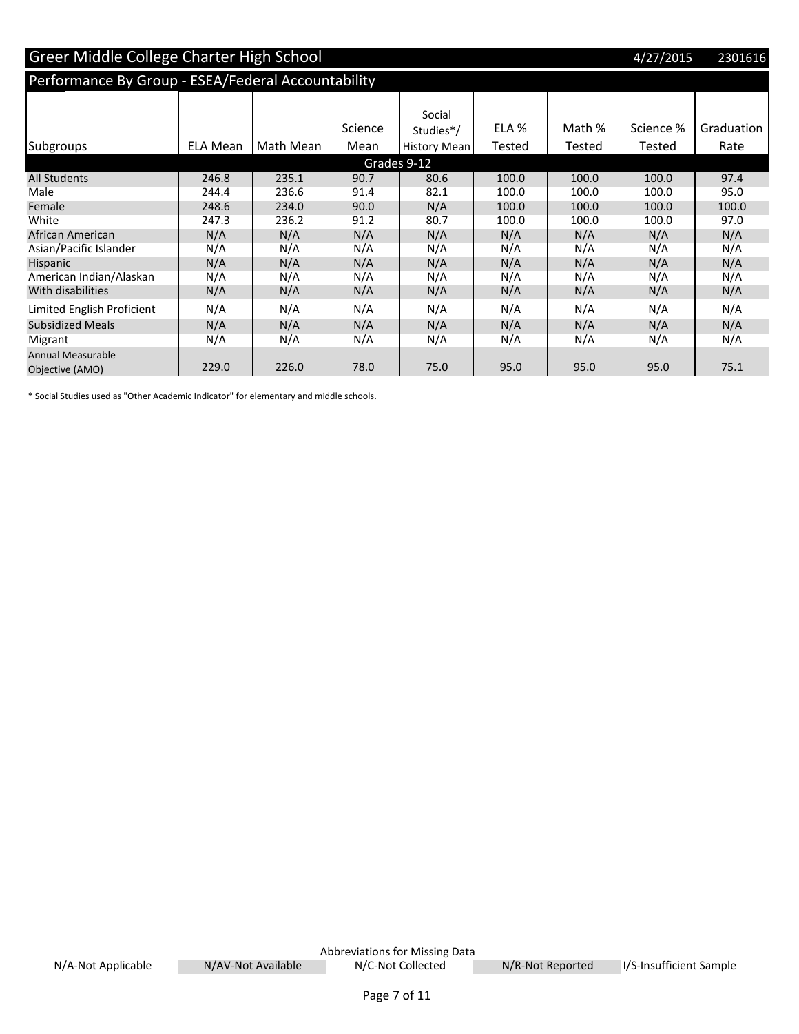# Greer Middle College Charter High School

4/27/2015 2301616

## Performance By Group - ESEA/Federal Accountability

| Subgroups | ELA Mean | Math Mean | Science Mean | Social Studies*/ History Mean | ELA % Tested | Math % Tested | Science % Tested | Graduation Rate |
|---|---|---|---|---|---|---|---|---|
| **Grades 9-12** | | | | | | | | |
| All Students | 246.8 | 235.1 | 90.7 | 80.6 | 100.0 | 100.0 | 100.0 | 97.4 |
| Male | 244.4 | 236.6 | 91.4 | 82.1 | 100.0 | 100.0 | 100.0 | 95.0 |
| Female | 248.6 | 234.0 | 90.0 | N/A | 100.0 | 100.0 | 100.0 | 100.0 |
| White | 247.3 | 236.2 | 91.2 | 80.7 | 100.0 | 100.0 | 100.0 | 97.0 |
| African American | N/A | N/A | N/A | N/A | N/A | N/A | N/A | N/A |
| Asian/Pacific Islander | N/A | N/A | N/A | N/A | N/A | N/A | N/A | N/A |
| Hispanic | N/A | N/A | N/A | N/A | N/A | N/A | N/A | N/A |
| American Indian/Alaskan | N/A | N/A | N/A | N/A | N/A | N/A | N/A | N/A |
| With disabilities | N/A | N/A | N/A | N/A | N/A | N/A | N/A | N/A |
| Limited English Proficient | N/A | N/A | N/A | N/A | N/A | N/A | N/A | N/A |
| Subsidized Meals | N/A | N/A | N/A | N/A | N/A | N/A | N/A | N/A |
| Migrant | N/A | N/A | N/A | N/A | N/A | N/A | N/A | N/A |
| Annual Measurable Objective (AMO) | 229.0 | 226.0 | 78.0 | 75.0 | 95.0 | 95.0 | 95.0 | 75.1 |

* Social Studies used as "Other Academic Indicator" for elementary and middle schools.

Abbreviations for Missing Data

N/A-Not Applicable | N/AV-Not Available | N/C-Not Collected | N/R-Not Reported | I/S-Insufficient Sample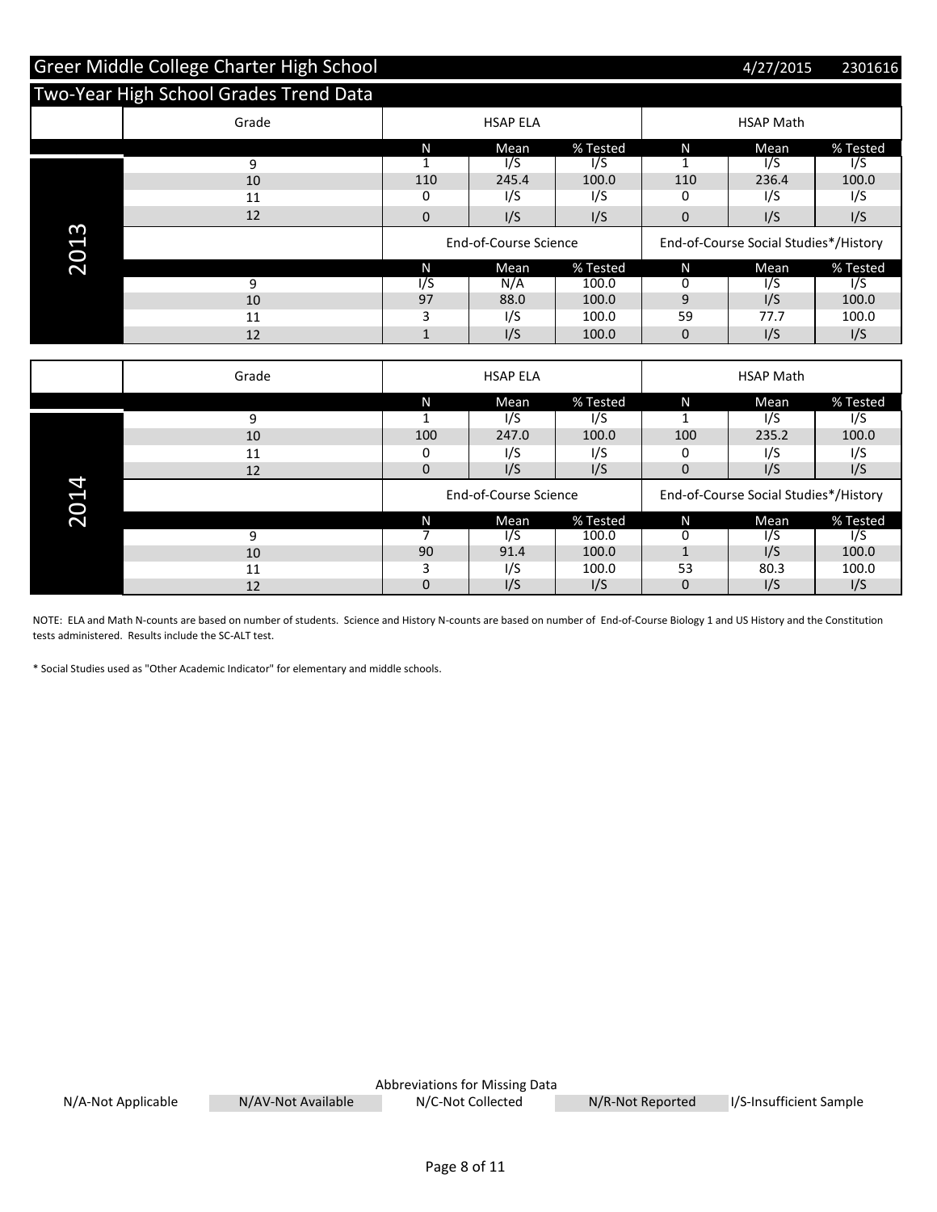# Greer Middle College Charter High School

4/27/2015 2301616

## Two-Year High School Grades Trend Data

### 2013

| Grade | HSAP ELA N | HSAP ELA Mean | HSAP ELA % Tested | HSAP Math N | HSAP Math Mean | HSAP Math % Tested |
|---|---|---|---|---|---|---|
| 9 | 1 | I/S | I/S | 1 | I/S | I/S |
| 10 | 110 | 245.4 | 100.0 | 110 | 236.4 | 100.0 |
| 11 | 0 | I/S | I/S | 0 | I/S | I/S |
| 12 | 0 | I/S | I/S | 0 | I/S | I/S |

| Grade | End-of-Course Science N | End-of-Course Science Mean | End-of-Course Science % Tested | End-of-Course Social Studies*/History N | End-of-Course Social Studies*/History Mean | End-of-Course Social Studies*/History % Tested |
|---|---|---|---|---|---|---|
| 9 | I/S | N/A | 100.0 | 0 | I/S | I/S |
| 10 | 97 | 88.0 | 100.0 | 9 | I/S | 100.0 |
| 11 | 3 | I/S | 100.0 | 59 | 77.7 | 100.0 |
| 12 | 1 | I/S | 100.0 | 0 | I/S | I/S |

### 2014

| Grade | HSAP ELA N | HSAP ELA Mean | HSAP ELA % Tested | HSAP Math N | HSAP Math Mean | HSAP Math % Tested |
|---|---|---|---|---|---|---|
| 9 | 1 | I/S | I/S | 1 | I/S | I/S |
| 10 | 100 | 247.0 | 100.0 | 100 | 235.2 | 100.0 |
| 11 | 0 | I/S | I/S | 0 | I/S | I/S |
| 12 | 0 | I/S | I/S | 0 | I/S | I/S |

| Grade | End-of-Course Science N | End-of-Course Science Mean | End-of-Course Science % Tested | End-of-Course Social Studies*/History N | End-of-Course Social Studies*/History Mean | End-of-Course Social Studies*/History % Tested |
|---|---|---|---|---|---|---|
| 9 | 7 | I/S | 100.0 | 0 | I/S | I/S |
| 10 | 90 | 91.4 | 100.0 | 1 | I/S | 100.0 |
| 11 | 3 | I/S | 100.0 | 53 | 80.3 | 100.0 |
| 12 | 0 | I/S | I/S | 0 | I/S | I/S |

NOTE: ELA and Math N-counts are based on number of students. Science and History N-counts are based on number of End-of-Course Biology 1 and US History and the Constitution tests administered. Results include the SC-ALT test.

* Social Studies used as "Other Academic Indicator" for elementary and middle schools.

Abbreviations for Missing Data

N/A-Not Applicable | N/AV-Not Available | N/C-Not Collected | N/R-Not Reported | I/S-Insufficient Sample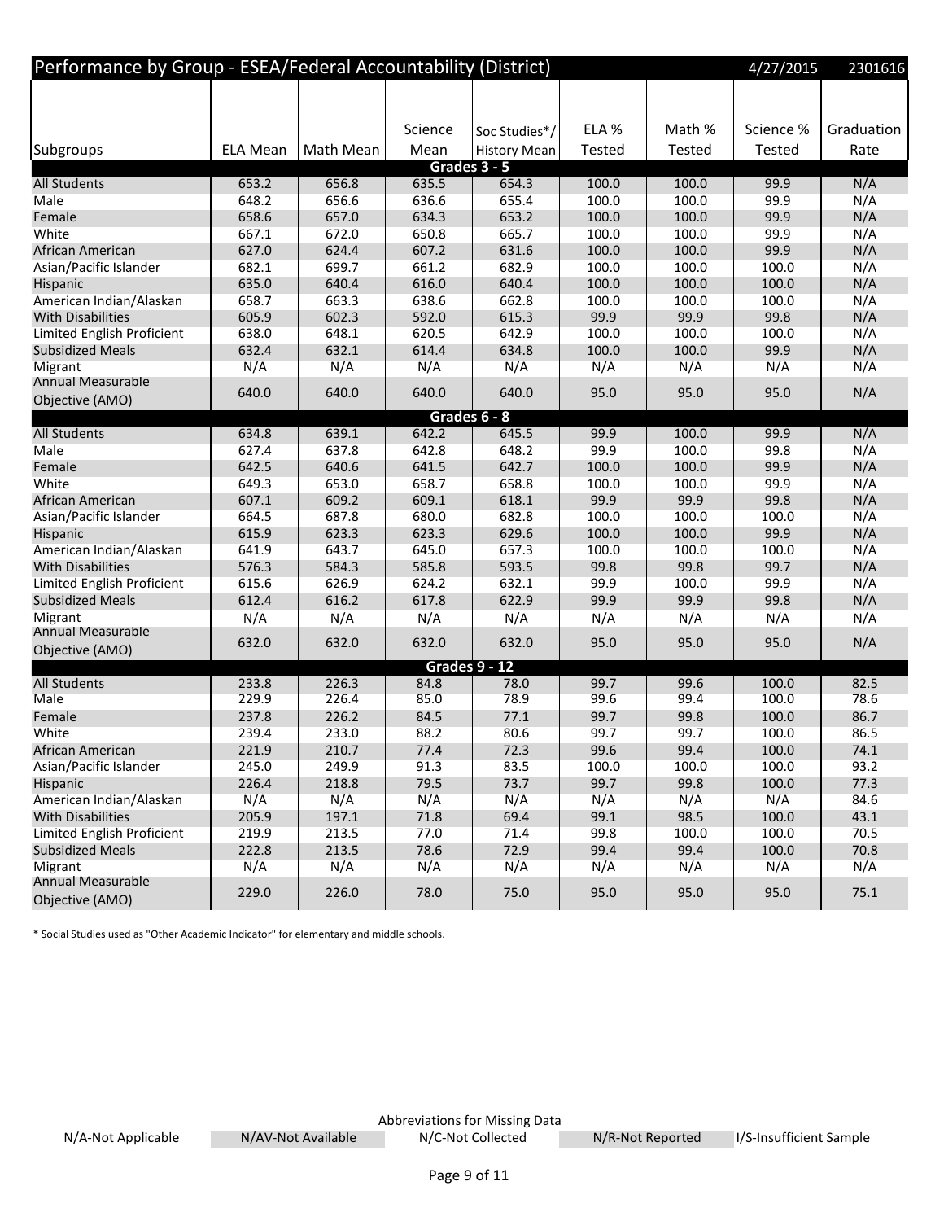## Performance by Group - ESEA/Federal Accountability (District)

4/27/2015 2301616

| Subgroups | ELA Mean | Math Mean | Science Mean | Soc Studies*/ History Mean | ELA % Tested | Math % Tested | Science % Tested | Graduation Rate |
|---|---|---|---|---|---|---|---|---|
| **Grades 3 - 5** | | | | | | | | |
| All Students | 653.2 | 656.8 | 635.5 | 654.3 | 100.0 | 100.0 | 99.9 | N/A |
| Male | 648.2 | 656.6 | 636.6 | 655.4 | 100.0 | 100.0 | 99.9 | N/A |
| Female | 658.6 | 657.0 | 634.3 | 653.2 | 100.0 | 100.0 | 99.9 | N/A |
| White | 667.1 | 672.0 | 650.8 | 665.7 | 100.0 | 100.0 | 99.9 | N/A |
| African American | 627.0 | 624.4 | 607.2 | 631.6 | 100.0 | 100.0 | 99.9 | N/A |
| Asian/Pacific Islander | 682.1 | 699.7 | 661.2 | 682.9 | 100.0 | 100.0 | 100.0 | N/A |
| Hispanic | 635.0 | 640.4 | 616.0 | 640.4 | 100.0 | 100.0 | 100.0 | N/A |
| American Indian/Alaskan | 658.7 | 663.3 | 638.6 | 662.8 | 100.0 | 100.0 | 100.0 | N/A |
| With Disabilities | 605.9 | 602.3 | 592.0 | 615.3 | 99.9 | 99.9 | 99.8 | N/A |
| Limited English Proficient | 638.0 | 648.1 | 620.5 | 642.9 | 100.0 | 100.0 | 100.0 | N/A |
| Subsidized Meals | 632.4 | 632.1 | 614.4 | 634.8 | 100.0 | 100.0 | 99.9 | N/A |
| Migrant | N/A | N/A | N/A | N/A | N/A | N/A | N/A | N/A |
| Annual Measurable Objective (AMO) | 640.0 | 640.0 | 640.0 | 640.0 | 95.0 | 95.0 | 95.0 | N/A |
| **Grades 6 - 8** | | | | | | | | |
| All Students | 634.8 | 639.1 | 642.2 | 645.5 | 99.9 | 100.0 | 99.9 | N/A |
| Male | 627.4 | 637.8 | 642.8 | 648.2 | 99.9 | 100.0 | 99.8 | N/A |
| Female | 642.5 | 640.6 | 641.5 | 642.7 | 100.0 | 100.0 | 99.9 | N/A |
| White | 649.3 | 653.0 | 658.7 | 658.8 | 100.0 | 100.0 | 99.9 | N/A |
| African American | 607.1 | 609.2 | 609.1 | 618.1 | 99.9 | 99.9 | 99.8 | N/A |
| Asian/Pacific Islander | 664.5 | 687.8 | 680.0 | 682.8 | 100.0 | 100.0 | 100.0 | N/A |
| Hispanic | 615.9 | 623.3 | 623.3 | 629.6 | 100.0 | 100.0 | 99.9 | N/A |
| American Indian/Alaskan | 641.9 | 643.7 | 645.0 | 657.3 | 100.0 | 100.0 | 100.0 | N/A |
| With Disabilities | 576.3 | 584.3 | 585.8 | 593.5 | 99.8 | 99.8 | 99.7 | N/A |
| Limited English Proficient | 615.6 | 626.9 | 624.2 | 632.1 | 99.9 | 100.0 | 99.9 | N/A |
| Subsidized Meals | 612.4 | 616.2 | 617.8 | 622.9 | 99.9 | 99.9 | 99.8 | N/A |
| Migrant | N/A | N/A | N/A | N/A | N/A | N/A | N/A | N/A |
| Annual Measurable Objective (AMO) | 632.0 | 632.0 | 632.0 | 632.0 | 95.0 | 95.0 | 95.0 | N/A |
| **Grades 9 - 12** | | | | | | | | |
| All Students | 233.8 | 226.3 | 84.8 | 78.0 | 99.7 | 99.6 | 100.0 | 82.5 |
| Male | 229.9 | 226.4 | 85.0 | 78.9 | 99.6 | 99.4 | 100.0 | 78.6 |
| Female | 237.8 | 226.2 | 84.5 | 77.1 | 99.7 | 99.8 | 100.0 | 86.7 |
| White | 239.4 | 233.0 | 88.2 | 80.6 | 99.7 | 99.7 | 100.0 | 86.5 |
| African American | 221.9 | 210.7 | 77.4 | 72.3 | 99.6 | 99.4 | 100.0 | 74.1 |
| Asian/Pacific Islander | 245.0 | 249.9 | 91.3 | 83.5 | 100.0 | 100.0 | 100.0 | 93.2 |
| Hispanic | 226.4 | 218.8 | 79.5 | 73.7 | 99.7 | 99.8 | 100.0 | 77.3 |
| American Indian/Alaskan | N/A | N/A | N/A | N/A | N/A | N/A | N/A | 84.6 |
| With Disabilities | 205.9 | 197.1 | 71.8 | 69.4 | 99.1 | 98.5 | 100.0 | 43.1 |
| Limited English Proficient | 219.9 | 213.5 | 77.0 | 71.4 | 99.8 | 100.0 | 100.0 | 70.5 |
| Subsidized Meals | 222.8 | 213.5 | 78.6 | 72.9 | 99.4 | 99.4 | 100.0 | 70.8 |
| Migrant | N/A | N/A | N/A | N/A | N/A | N/A | N/A | N/A |
| Annual Measurable Objective (AMO) | 229.0 | 226.0 | 78.0 | 75.0 | 95.0 | 95.0 | 95.0 | 75.1 |

* Social Studies used as "Other Academic Indicator" for elementary and middle schools.

Abbreviations for Missing Data

N/A-Not Applicable | N/AV-Not Available | N/C-Not Collected | N/R-Not Reported | I/S-Insufficient Sample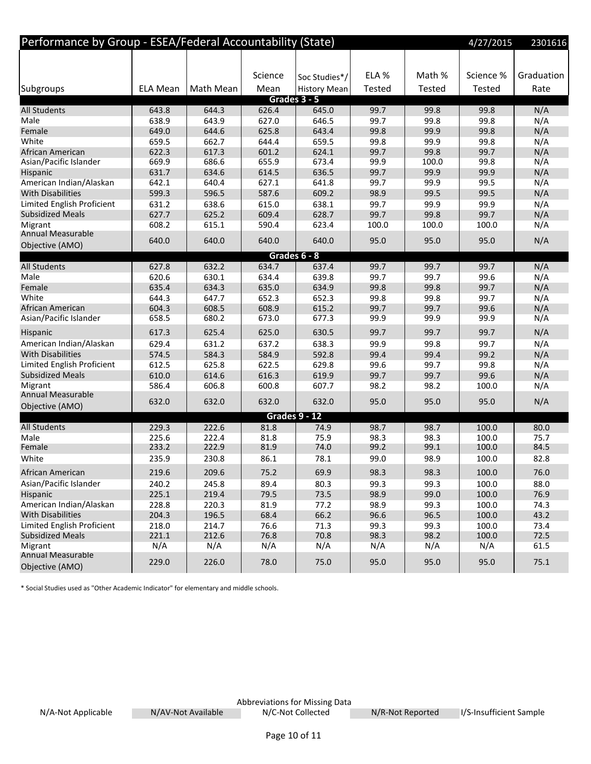## Performance by Group - ESEA/Federal Accountability (State)

4/27/2015 2301616

| Subgroups | ELA Mean | Math Mean | Science Mean | Soc Studies*/ History Mean | ELA % Tested | Math % Tested | Science % Tested | Graduation Rate |
|---|---|---|---|---|---|---|---|---|
| **Grades 3 - 5** | | | | | | | | |
| All Students | 643.8 | 644.3 | 626.4 | 645.0 | 99.7 | 99.8 | 99.8 | N/A |
| Male | 638.9 | 643.9 | 627.0 | 646.5 | 99.7 | 99.8 | 99.8 | N/A |
| Female | 649.0 | 644.6 | 625.8 | 643.4 | 99.8 | 99.9 | 99.8 | N/A |
| White | 659.5 | 662.7 | 644.4 | 659.5 | 99.8 | 99.9 | 99.8 | N/A |
| African American | 622.3 | 617.3 | 601.2 | 624.1 | 99.7 | 99.8 | 99.7 | N/A |
| Asian/Pacific Islander | 669.9 | 686.6 | 655.9 | 673.4 | 99.9 | 100.0 | 99.8 | N/A |
| Hispanic | 631.7 | 634.6 | 614.5 | 636.5 | 99.7 | 99.9 | 99.9 | N/A |
| American Indian/Alaskan | 642.1 | 640.4 | 627.1 | 641.8 | 99.7 | 99.9 | 99.5 | N/A |
| With Disabilities | 599.3 | 596.5 | 587.6 | 609.2 | 98.9 | 99.5 | 99.5 | N/A |
| Limited English Proficient | 631.2 | 638.6 | 615.0 | 638.1 | 99.7 | 99.9 | 99.9 | N/A |
| Subsidized Meals | 627.7 | 625.2 | 609.4 | 628.7 | 99.7 | 99.8 | 99.7 | N/A |
| Migrant | 608.2 | 615.1 | 590.4 | 623.4 | 100.0 | 100.0 | 100.0 | N/A |
| Annual Measurable Objective (AMO) | 640.0 | 640.0 | 640.0 | 640.0 | 95.0 | 95.0 | 95.0 | N/A |
| **Grades 6 - 8** | | | | | | | | |
| All Students | 627.8 | 632.2 | 634.7 | 637.4 | 99.7 | 99.7 | 99.7 | N/A |
| Male | 620.6 | 630.1 | 634.4 | 639.8 | 99.7 | 99.7 | 99.6 | N/A |
| Female | 635.4 | 634.3 | 635.0 | 634.9 | 99.8 | 99.8 | 99.7 | N/A |
| White | 644.3 | 647.7 | 652.3 | 652.3 | 99.8 | 99.8 | 99.7 | N/A |
| African American | 604.3 | 608.5 | 608.9 | 615.2 | 99.7 | 99.7 | 99.6 | N/A |
| Asian/Pacific Islander | 658.5 | 680.2 | 673.0 | 677.3 | 99.9 | 99.9 | 99.9 | N/A |
| Hispanic | 617.3 | 625.4 | 625.0 | 630.5 | 99.7 | 99.7 | 99.7 | N/A |
| American Indian/Alaskan | 629.4 | 631.2 | 637.2 | 638.3 | 99.9 | 99.8 | 99.7 | N/A |
| With Disabilities | 574.5 | 584.3 | 584.9 | 592.8 | 99.4 | 99.4 | 99.2 | N/A |
| Limited English Proficient | 612.5 | 625.8 | 622.5 | 629.8 | 99.6 | 99.7 | 99.8 | N/A |
| Subsidized Meals | 610.0 | 614.6 | 616.3 | 619.9 | 99.7 | 99.7 | 99.6 | N/A |
| Migrant | 586.4 | 606.8 | 600.8 | 607.7 | 98.2 | 98.2 | 100.0 | N/A |
| Annual Measurable Objective (AMO) | 632.0 | 632.0 | 632.0 | 632.0 | 95.0 | 95.0 | 95.0 | N/A |
| **Grades 9 - 12** | | | | | | | | |
| All Students | 229.3 | 222.6 | 81.8 | 74.9 | 98.7 | 98.7 | 100.0 | 80.0 |
| Male | 225.6 | 222.4 | 81.8 | 75.9 | 98.3 | 98.3 | 100.0 | 75.7 |
| Female | 233.2 | 222.9 | 81.9 | 74.0 | 99.2 | 99.1 | 100.0 | 84.5 |
| White | 235.9 | 230.8 | 86.1 | 78.1 | 99.0 | 98.9 | 100.0 | 82.8 |
| African American | 219.6 | 209.6 | 75.2 | 69.9 | 98.3 | 98.3 | 100.0 | 76.0 |
| Asian/Pacific Islander | 240.2 | 245.8 | 89.4 | 80.3 | 99.3 | 99.3 | 100.0 | 88.0 |
| Hispanic | 225.1 | 219.4 | 79.5 | 73.5 | 98.9 | 99.0 | 100.0 | 76.9 |
| American Indian/Alaskan | 228.8 | 220.3 | 81.9 | 77.2 | 98.9 | 99.3 | 100.0 | 74.3 |
| With Disabilities | 204.3 | 196.5 | 68.4 | 66.2 | 96.6 | 96.5 | 100.0 | 43.2 |
| Limited English Proficient | 218.0 | 214.7 | 76.6 | 71.3 | 99.3 | 99.3 | 100.0 | 73.4 |
| Subsidized Meals | 221.1 | 212.6 | 76.8 | 70.8 | 98.3 | 98.2 | 100.0 | 72.5 |
| Migrant | N/A | N/A | N/A | N/A | N/A | N/A | N/A | 61.5 |
| Annual Measurable Objective (AMO) | 229.0 | 226.0 | 78.0 | 75.0 | 95.0 | 95.0 | 95.0 | 75.1 |

* Social Studies used as "Other Academic Indicator" for elementary and middle schools.

Abbreviations for Missing Data

N/A-Not Applicable | N/AV-Not Available | N/C-Not Collected | N/R-Not Reported | I/S-Insufficient Sample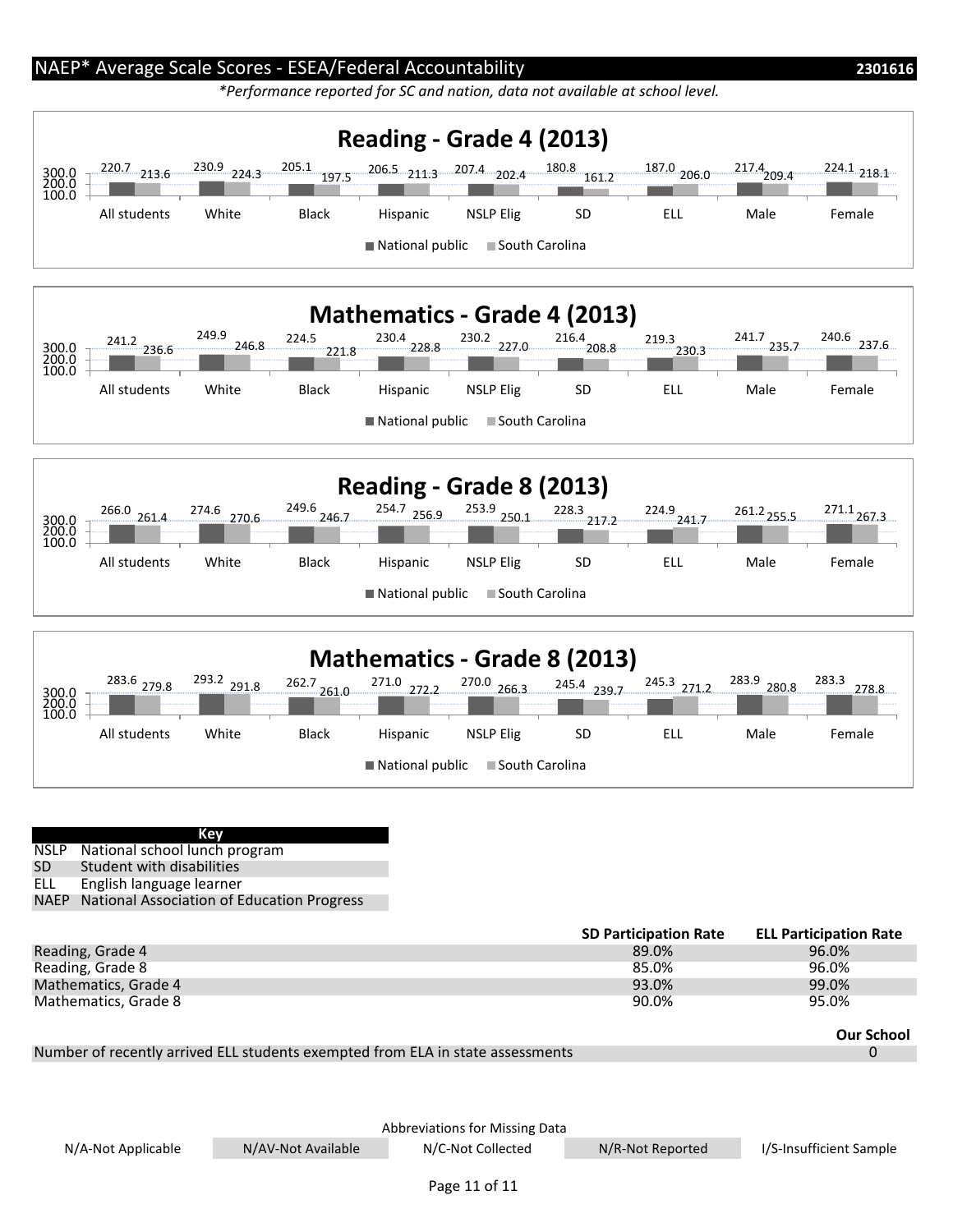## NAEP* Average Scale Scores - ESEA/Federal Accountability

2301616

*Performance reported for SC and nation, data not available at school level.*

**Reading - Grade 4 (2013)**

300.0
200.0
100.0

All students: 220.7 213.6
White: 230.9 224.3
Black: 205.1 197.5
Hispanic: 206.5 211.3
NSLP Elig: 207.4 202.4
SD: 180.8 161.2
ELL: 187.0 206.0
Male: 217.4 209.4
Female: 224.1 218.1

National public   South Carolina

**Mathematics - Grade 4 (2013)**

300.0
200.0
100.0

All students: 241.2 236.6
White: 249.9 246.8
Black: 224.5 221.8
Hispanic: 230.4 228.8
NSLP Elig: 230.2 227.0
SD: 216.4 208.8
ELL: 219.3 230.3
Male: 241.7 235.7
Female: 240.6 237.6

National public   South Carolina

**Reading - Grade 8 (2013)**

300.0
200.0
100.0

All students: 266.0 261.4
White: 274.6 270.6
Black: 249.6 246.7
Hispanic: 254.7 256.9
NSLP Elig: 253.9 250.1
SD: 228.3 217.2
ELL: 224.9 241.7
Male: 261.2 255.5
Female: 271.1 267.3

National public   South Carolina

**Mathematics - Grade 8 (2013)**

300.0
200.0
100.0

All students: 283.6 279.8
White: 293.2 291.8
Black: 262.7 261.0
Hispanic: 271.0 272.2
NSLP Elig: 270.0 266.3
SD: 245.4 239.7
ELL: 245.3 271.2
Male: 283.9 280.8
Female: 283.3 278.8

National public   South Carolina

| Key | |
|---|---|
| NSLP | National school lunch program |
| SD | Student with disabilities |
| ELL | English language learner |
| NAEP | National Association of Education Progress |

| | SD Participation Rate | ELL Participation Rate |
|---|---|---|
| Reading, Grade 4 | 89.0% | 96.0% |
| Reading, Grade 8 | 85.0% | 96.0% |
| Mathematics, Grade 4 | 93.0% | 99.0% |
| Mathematics, Grade 8 | 90.0% | 95.0% |

| | Our School |
|---|---|
| Number of recently arrived ELL students exempted from ELA in state assessments | 0 |

Abbreviations for Missing Data

| N/A-Not Applicable | N/AV-Not Available | N/C-Not Collected | N/R-Not Reported | I/S-Insufficient Sample |
|---|---|---|---|---|